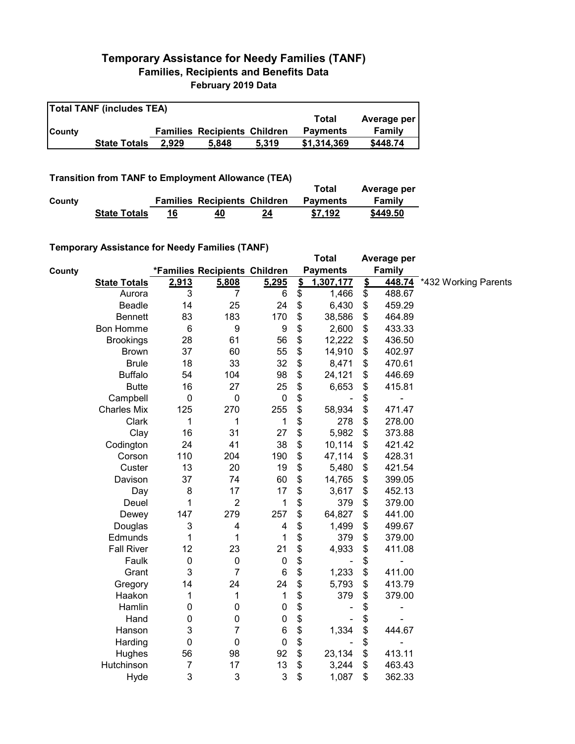# Temporary Assistance for Needy Families (TANF)

## Families, Recipients and Benefits Data

### February 2019 Data

| Total TANF (includes TEA) | | | | | | |
|---|---|---|---|---|---|---|
| County | | Families | Recipients | Children | Total Payments | Average per Family |
| | State Totals | 2,929 | 5,848 | 5,319 | $1,314,369 | $448.74 |

**Transition from TANF to Employment Allowance (TEA)**

| County | | Families | Recipients | Children | Total Payments | Average per Family |
|---|---|---|---|---|---|---|
| | State Totals | 16 | 40 | 24 | $7,192 | $449.50 |

**Temporary Assistance for Needy Families (TANF)**

| County | | *Families | Recipients | Children | Total Payments | Average per Family | |
|---|---|---|---|---|---|---|---|
| | State Totals | 2,913 | 5,808 | 5,295 | $ 1,307,177 | $ 448.74 | *432 Working Parents |
| | Aurora | 3 | 7 | 6 | $ 1,466 | $ 488.67 | |
| | Beadle | 14 | 25 | 24 | $ 6,430 | $ 459.29 | |
| | Bennett | 83 | 183 | 170 | $ 38,586 | $ 464.89 | |
| | Bon Homme | 6 | 9 | 9 | $ 2,600 | $ 433.33 | |
| | Brookings | 28 | 61 | 56 | $ 12,222 | $ 436.50 | |
| | Brown | 37 | 60 | 55 | $ 14,910 | $ 402.97 | |
| | Brule | 18 | 33 | 32 | $ 8,471 | $ 470.61 | |
| | Buffalo | 54 | 104 | 98 | $ 24,121 | $ 446.69 | |
| | Butte | 16 | 27 | 25 | $ 6,653 | $ 415.81 | |
| | Campbell | 0 | 0 | 0 | $ - | $ - | |
| | Charles Mix | 125 | 270 | 255 | $ 58,934 | $ 471.47 | |
| | Clark | 1 | 1 | 1 | $ 278 | $ 278.00 | |
| | Clay | 16 | 31 | 27 | $ 5,982 | $ 373.88 | |
| | Codington | 24 | 41 | 38 | $ 10,114 | $ 421.42 | |
| | Corson | 110 | 204 | 190 | $ 47,114 | $ 428.31 | |
| | Custer | 13 | 20 | 19 | $ 5,480 | $ 421.54 | |
| | Davison | 37 | 74 | 60 | $ 14,765 | $ 399.05 | |
| | Day | 8 | 17 | 17 | $ 3,617 | $ 452.13 | |
| | Deuel | 1 | 2 | 1 | $ 379 | $ 379.00 | |
| | Dewey | 147 | 279 | 257 | $ 64,827 | $ 441.00 | |
| | Douglas | 3 | 4 | 4 | $ 1,499 | $ 499.67 | |
| | Edmunds | 1 | 1 | 1 | $ 379 | $ 379.00 | |
| | Fall River | 12 | 23 | 21 | $ 4,933 | $ 411.08 | |
| | Faulk | 0 | 0 | 0 | $ - | $ - | |
| | Grant | 3 | 7 | 6 | $ 1,233 | $ 411.00 | |
| | Gregory | 14 | 24 | 24 | $ 5,793 | $ 413.79 | |
| | Haakon | 1 | 1 | 1 | $ 379 | $ 379.00 | |
| | Hamlin | 0 | 0 | 0 | $ - | $ - | |
| | Hand | 0 | 0 | 0 | $ - | $ - | |
| | Hanson | 3 | 7 | 6 | $ 1,334 | $ 444.67 | |
| | Harding | 0 | 0 | 0 | $ - | $ - | |
| | Hughes | 56 | 98 | 92 | $ 23,134 | $ 413.11 | |
| | Hutchinson | 7 | 17 | 13 | $ 3,244 | $ 463.43 | |
| | Hyde | 3 | 3 | 3 | $ 1,087 | $ 362.33 | |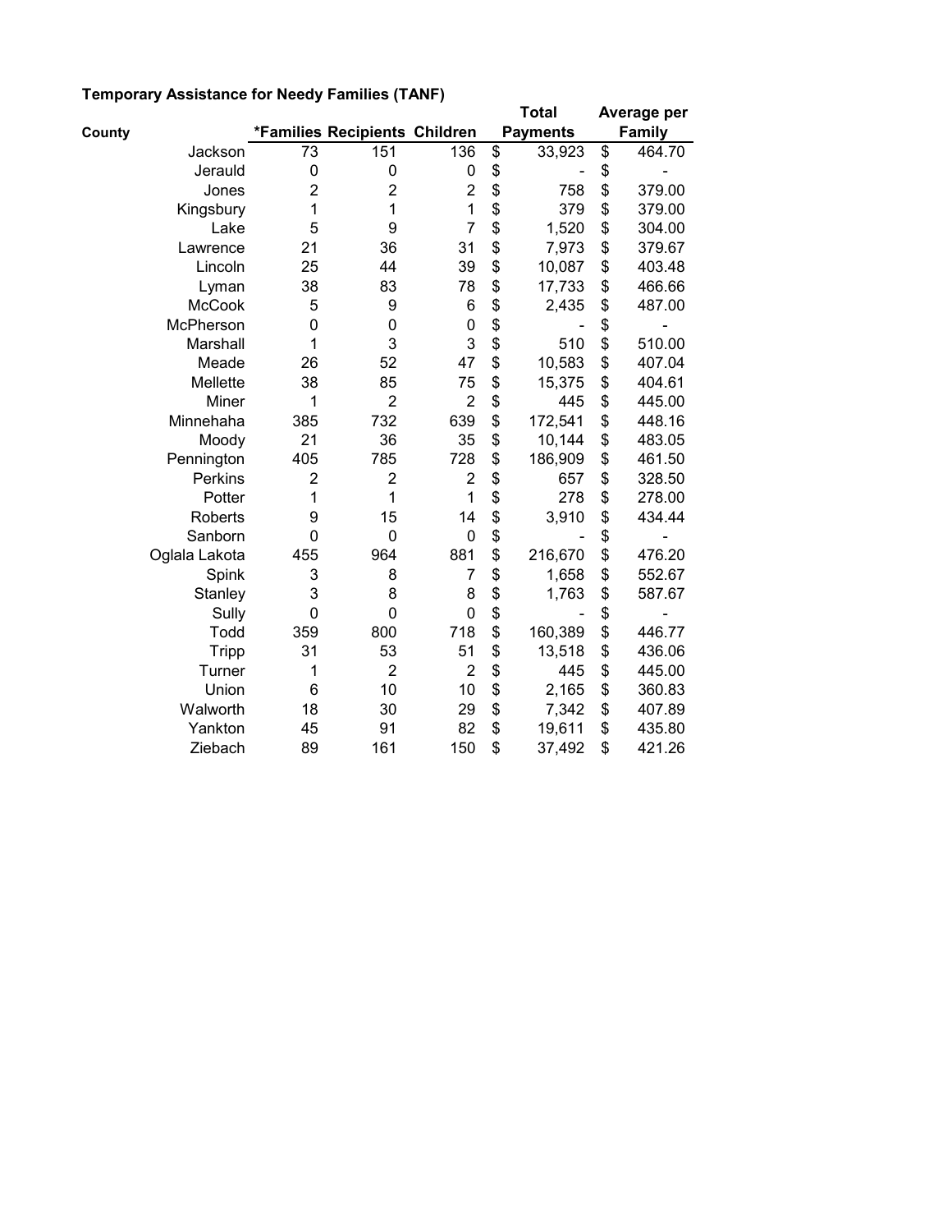**Temporary Assistance for Needy Families (TANF)**

| County | *Families | Recipients | Children | Total Payments | Average per Family |
|---|---|---|---|---|---|
| Jackson | 73 | 151 | 136 | $ 33,923 | $ 464.70 |
| Jerauld | 0 | 0 | 0 | $ - | $ - |
| Jones | 2 | 2 | 2 | $ 758 | $ 379.00 |
| Kingsbury | 1 | 1 | 1 | $ 379 | $ 379.00 |
| Lake | 5 | 9 | 7 | $ 1,520 | $ 304.00 |
| Lawrence | 21 | 36 | 31 | $ 7,973 | $ 379.67 |
| Lincoln | 25 | 44 | 39 | $ 10,087 | $ 403.48 |
| Lyman | 38 | 83 | 78 | $ 17,733 | $ 466.66 |
| McCook | 5 | 9 | 6 | $ 2,435 | $ 487.00 |
| McPherson | 0 | 0 | 0 | $ - | $ - |
| Marshall | 1 | 3 | 3 | $ 510 | $ 510.00 |
| Meade | 26 | 52 | 47 | $ 10,583 | $ 407.04 |
| Mellette | 38 | 85 | 75 | $ 15,375 | $ 404.61 |
| Miner | 1 | 2 | 2 | $ 445 | $ 445.00 |
| Minnehaha | 385 | 732 | 639 | $ 172,541 | $ 448.16 |
| Moody | 21 | 36 | 35 | $ 10,144 | $ 483.05 |
| Pennington | 405 | 785 | 728 | $ 186,909 | $ 461.50 |
| Perkins | 2 | 2 | 2 | $ 657 | $ 328.50 |
| Potter | 1 | 1 | 1 | $ 278 | $ 278.00 |
| Roberts | 9 | 15 | 14 | $ 3,910 | $ 434.44 |
| Sanborn | 0 | 0 | 0 | $ - | $ - |
| Oglala Lakota | 455 | 964 | 881 | $ 216,670 | $ 476.20 |
| Spink | 3 | 8 | 7 | $ 1,658 | $ 552.67 |
| Stanley | 3 | 8 | 8 | $ 1,763 | $ 587.67 |
| Sully | 0 | 0 | 0 | $ - | $ - |
| Todd | 359 | 800 | 718 | $ 160,389 | $ 446.77 |
| Tripp | 31 | 53 | 51 | $ 13,518 | $ 436.06 |
| Turner | 1 | 2 | 2 | $ 445 | $ 445.00 |
| Union | 6 | 10 | 10 | $ 2,165 | $ 360.83 |
| Walworth | 18 | 30 | 29 | $ 7,342 | $ 407.89 |
| Yankton | 45 | 91 | 82 | $ 19,611 | $ 435.80 |
| Ziebach | 89 | 161 | 150 | $ 37,492 | $ 421.26 |